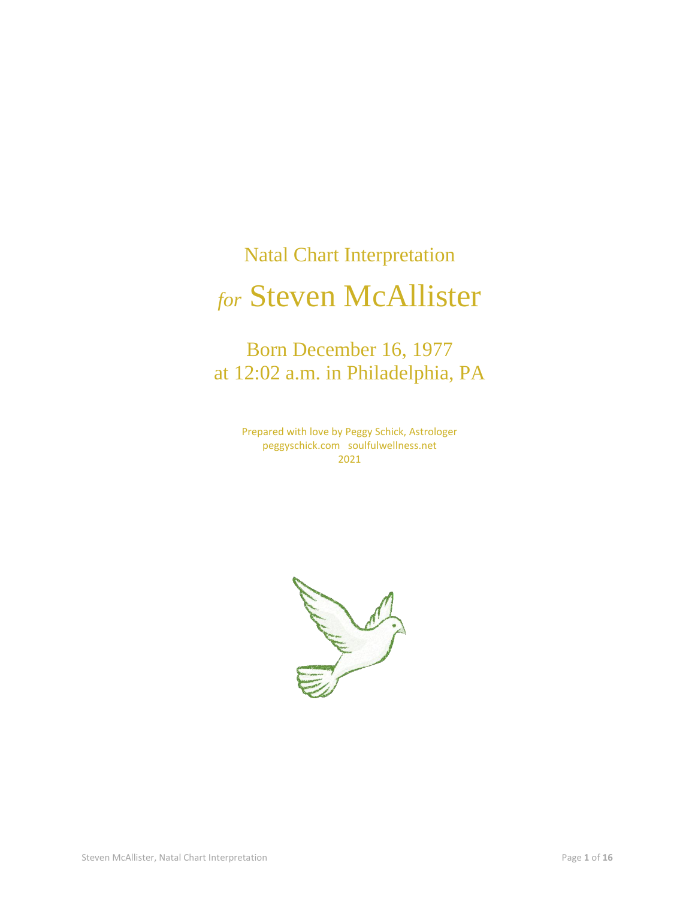# Natal Chart Interpretation

# *for* Steven McAllister

## Born December 16, 1977
## at 12:02 a.m. in Philadelphia, PA

Prepared with love by Peggy Schick, Astrologer
peggyschick.com soulfulwellness.net
2021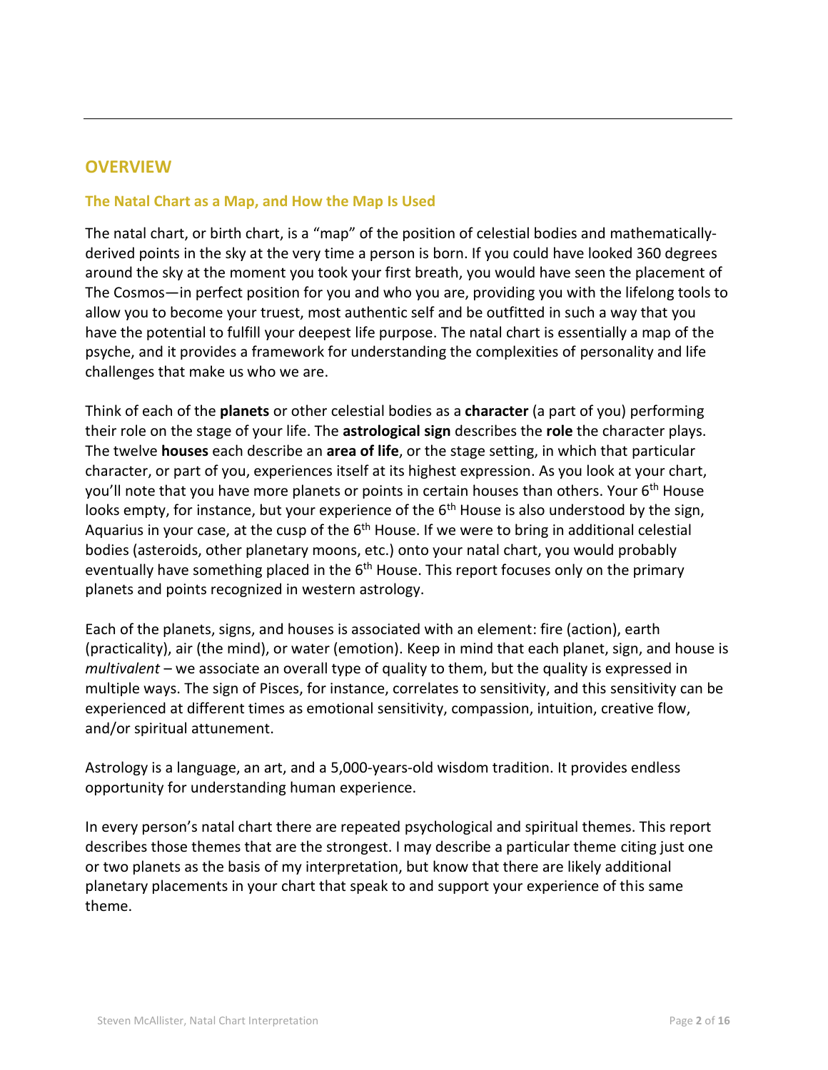## OVERVIEW

### The Natal Chart as a Map, and How the Map Is Used

The natal chart, or birth chart, is a "map" of the position of celestial bodies and mathematically-derived points in the sky at the very time a person is born. If you could have looked 360 degrees around the sky at the moment you took your first breath, you would have seen the placement of The Cosmos—in perfect position for you and who you are, providing you with the lifelong tools to allow you to become your truest, most authentic self and be outfitted in such a way that you have the potential to fulfill your deepest life purpose. The natal chart is essentially a map of the psyche, and it provides a framework for understanding the complexities of personality and life challenges that make us who we are.

Think of each of the **planets** or other celestial bodies as a **character** (a part of you) performing their role on the stage of your life. The **astrological sign** describes the **role** the character plays. The twelve **houses** each describe an **area of life**, or the stage setting, in which that particular character, or part of you, experiences itself at its highest expression. As you look at your chart, you'll note that you have more planets or points in certain houses than others. Your 6th House looks empty, for instance, but your experience of the 6th House is also understood by the sign, Aquarius in your case, at the cusp of the 6th House. If we were to bring in additional celestial bodies (asteroids, other planetary moons, etc.) onto your natal chart, you would probably eventually have something placed in the 6th House. This report focuses only on the primary planets and points recognized in western astrology.

Each of the planets, signs, and houses is associated with an element: fire (action), earth (practicality), air (the mind), or water (emotion). Keep in mind that each planet, sign, and house is *multivalent* – we associate an overall type of quality to them, but the quality is expressed in multiple ways. The sign of Pisces, for instance, correlates to sensitivity, and this sensitivity can be experienced at different times as emotional sensitivity, compassion, intuition, creative flow, and/or spiritual attunement.

Astrology is a language, an art, and a 5,000-years-old wisdom tradition. It provides endless opportunity for understanding human experience.

In every person's natal chart there are repeated psychological and spiritual themes. This report describes those themes that are the strongest. I may describe a particular theme citing just one or two planets as the basis of my interpretation, but know that there are likely additional planetary placements in your chart that speak to and support your experience of this same theme.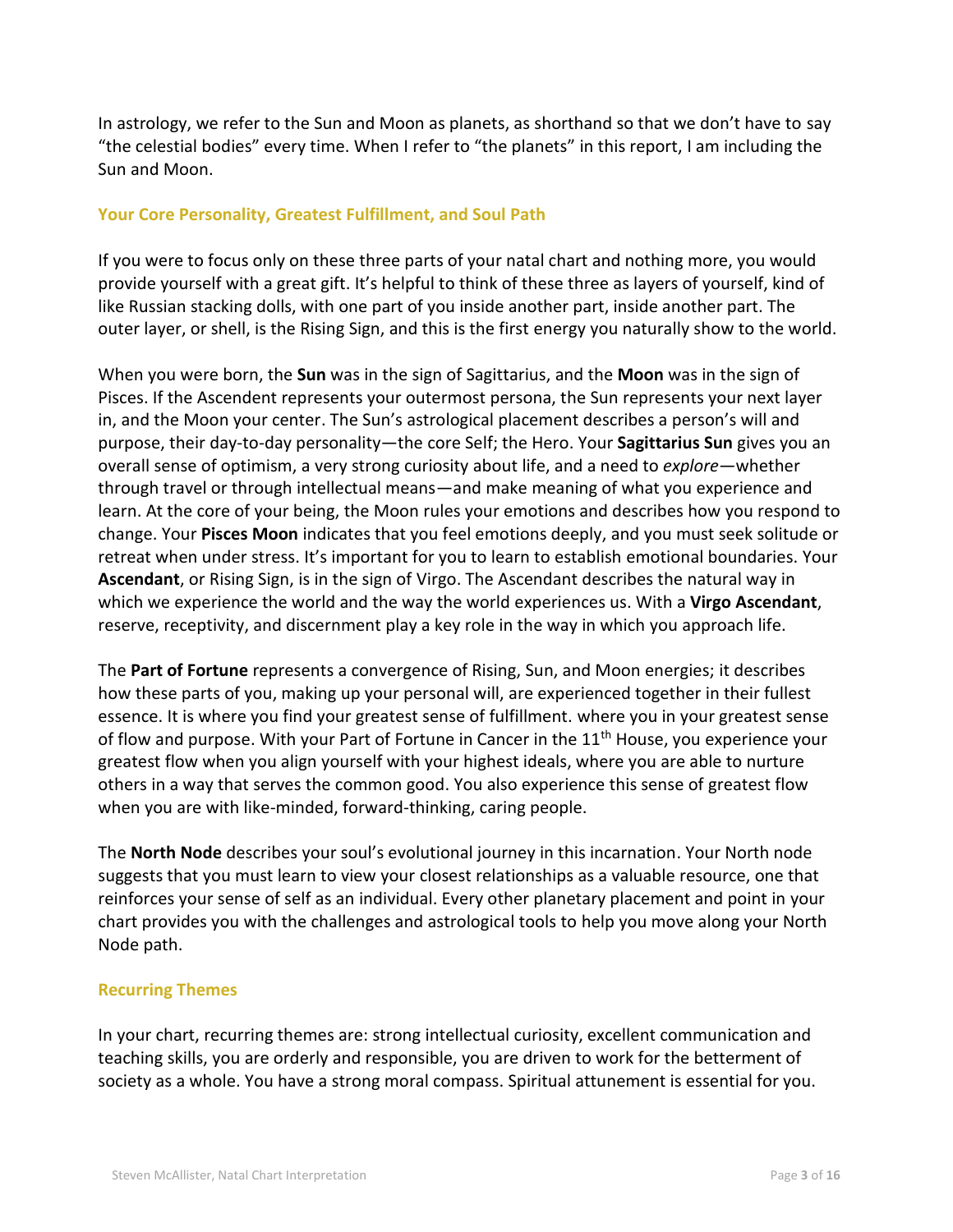In astrology, we refer to the Sun and Moon as planets, as shorthand so that we don't have to say "the celestial bodies" every time. When I refer to "the planets" in this report, I am including the Sun and Moon.

### Your Core Personality, Greatest Fulfillment, and Soul Path

If you were to focus only on these three parts of your natal chart and nothing more, you would provide yourself with a great gift. It's helpful to think of these three as layers of yourself, kind of like Russian stacking dolls, with one part of you inside another part, inside another part. The outer layer, or shell, is the Rising Sign, and this is the first energy you naturally show to the world.

When you were born, the **Sun** was in the sign of Sagittarius, and the **Moon** was in the sign of Pisces. If the Ascendent represents your outermost persona, the Sun represents your next layer in, and the Moon your center. The Sun's astrological placement describes a person's will and purpose, their day-to-day personality—the core Self; the Hero. Your **Sagittarius Sun** gives you an overall sense of optimism, a very strong curiosity about life, and a need to *explore*—whether through travel or through intellectual means—and make meaning of what you experience and learn. At the core of your being, the Moon rules your emotions and describes how you respond to change. Your **Pisces Moon** indicates that you feel emotions deeply, and you must seek solitude or retreat when under stress. It's important for you to learn to establish emotional boundaries. Your **Ascendant**, or Rising Sign, is in the sign of Virgo. The Ascendant describes the natural way in which we experience the world and the way the world experiences us. With a **Virgo Ascendant**, reserve, receptivity, and discernment play a key role in the way in which you approach life.

The **Part of Fortune** represents a convergence of Rising, Sun, and Moon energies; it describes how these parts of you, making up your personal will, are experienced together in their fullest essence. It is where you find your greatest sense of fulfillment. where you in your greatest sense of flow and purpose. With your Part of Fortune in Cancer in the 11th House, you experience your greatest flow when you align yourself with your highest ideals, where you are able to nurture others in a way that serves the common good. You also experience this sense of greatest flow when you are with like-minded, forward-thinking, caring people.

The **North Node** describes your soul's evolutional journey in this incarnation. Your North node suggests that you must learn to view your closest relationships as a valuable resource, one that reinforces your sense of self as an individual. Every other planetary placement and point in your chart provides you with the challenges and astrological tools to help you move along your North Node path.

### Recurring Themes

In your chart, recurring themes are: strong intellectual curiosity, excellent communication and teaching skills, you are orderly and responsible, you are driven to work for the betterment of society as a whole. You have a strong moral compass. Spiritual attunement is essential for you.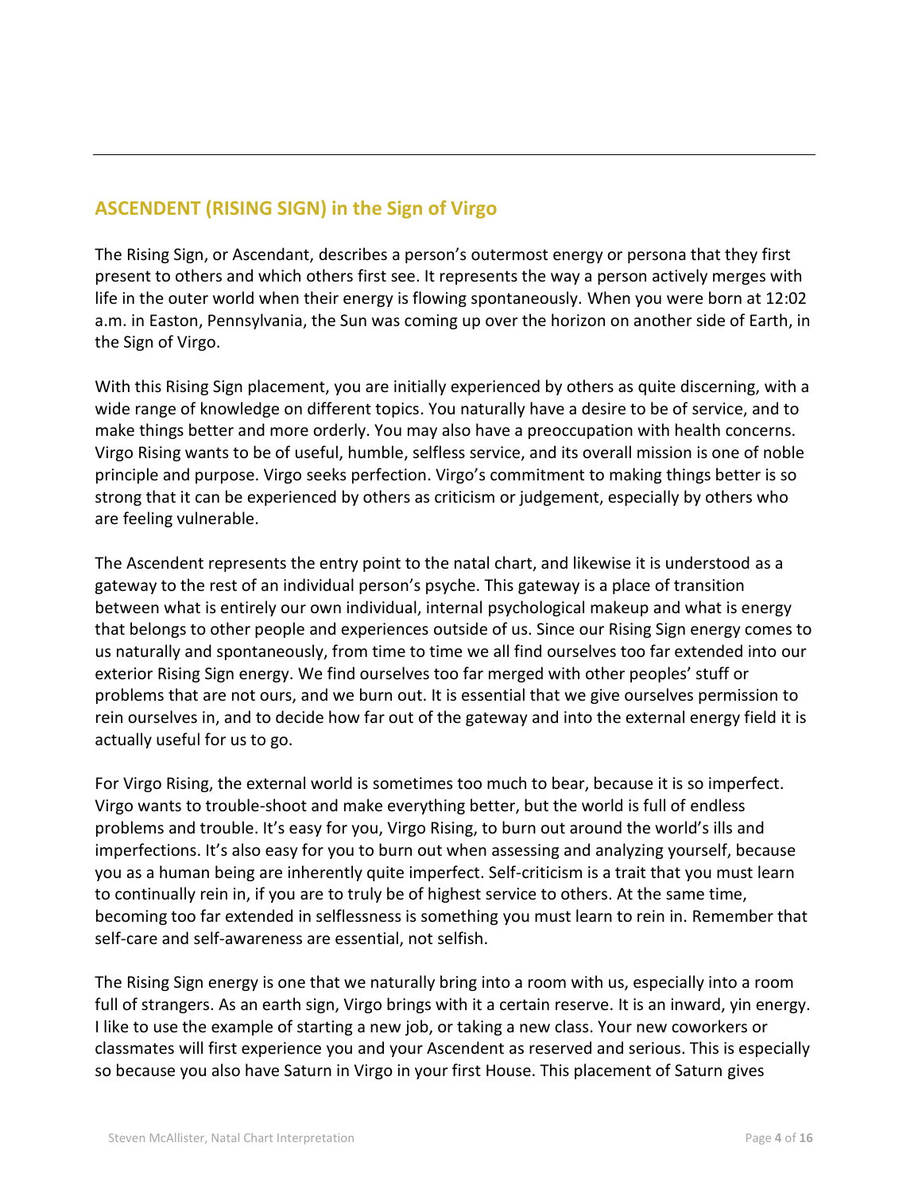## ASCENDENT (RISING SIGN) in the Sign of Virgo

The Rising Sign, or Ascendant, describes a person's outermost energy or persona that they first present to others and which others first see. It represents the way a person actively merges with life in the outer world when their energy is flowing spontaneously. When you were born at 12:02 a.m. in Easton, Pennsylvania, the Sun was coming up over the horizon on another side of Earth, in the Sign of Virgo.

With this Rising Sign placement, you are initially experienced by others as quite discerning, with a wide range of knowledge on different topics. You naturally have a desire to be of service, and to make things better and more orderly. You may also have a preoccupation with health concerns. Virgo Rising wants to be of useful, humble, selfless service, and its overall mission is one of noble principle and purpose. Virgo seeks perfection. Virgo's commitment to making things better is so strong that it can be experienced by others as criticism or judgement, especially by others who are feeling vulnerable.

The Ascendent represents the entry point to the natal chart, and likewise it is understood as a gateway to the rest of an individual person's psyche. This gateway is a place of transition between what is entirely our own individual, internal psychological makeup and what is energy that belongs to other people and experiences outside of us. Since our Rising Sign energy comes to us naturally and spontaneously, from time to time we all find ourselves too far extended into our exterior Rising Sign energy. We find ourselves too far merged with other peoples' stuff or problems that are not ours, and we burn out. It is essential that we give ourselves permission to rein ourselves in, and to decide how far out of the gateway and into the external energy field it is actually useful for us to go.

For Virgo Rising, the external world is sometimes too much to bear, because it is so imperfect. Virgo wants to trouble-shoot and make everything better, but the world is full of endless problems and trouble. It's easy for you, Virgo Rising, to burn out around the world's ills and imperfections. It's also easy for you to burn out when assessing and analyzing yourself, because you as a human being are inherently quite imperfect. Self-criticism is a trait that you must learn to continually rein in, if you are to truly be of highest service to others. At the same time, becoming too far extended in selflessness is something you must learn to rein in. Remember that self-care and self-awareness are essential, not selfish.

The Rising Sign energy is one that we naturally bring into a room with us, especially into a room full of strangers. As an earth sign, Virgo brings with it a certain reserve. It is an inward, yin energy. I like to use the example of starting a new job, or taking a new class. Your new coworkers or classmates will first experience you and your Ascendent as reserved and serious. This is especially so because you also have Saturn in Virgo in your first House. This placement of Saturn gives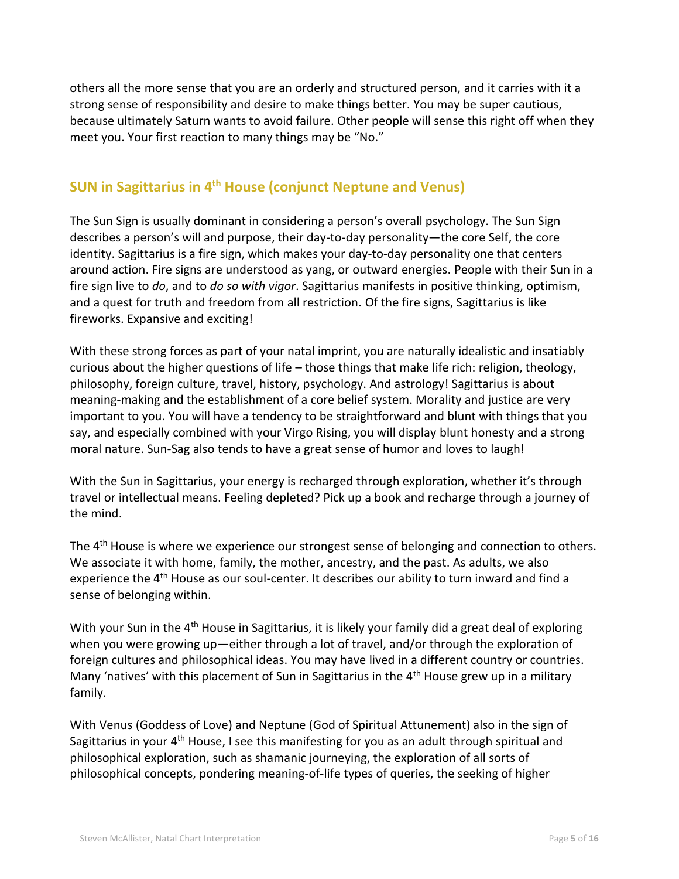others all the more sense that you are an orderly and structured person, and it carries with it a strong sense of responsibility and desire to make things better. You may be super cautious, because ultimately Saturn wants to avoid failure. Other people will sense this right off when they meet you. Your first reaction to many things may be "No."

## SUN in Sagittarius in 4th House (conjunct Neptune and Venus)

The Sun Sign is usually dominant in considering a person's overall psychology. The Sun Sign describes a person's will and purpose, their day-to-day personality—the core Self, the core identity. Sagittarius is a fire sign, which makes your day-to-day personality one that centers around action. Fire signs are understood as yang, or outward energies. People with their Sun in a fire sign live to *do*, and to *do so with vigor*. Sagittarius manifests in positive thinking, optimism, and a quest for truth and freedom from all restriction. Of the fire signs, Sagittarius is like fireworks. Expansive and exciting!

With these strong forces as part of your natal imprint, you are naturally idealistic and insatiably curious about the higher questions of life – those things that make life rich: religion, theology, philosophy, foreign culture, travel, history, psychology. And astrology! Sagittarius is about meaning-making and the establishment of a core belief system. Morality and justice are very important to you. You will have a tendency to be straightforward and blunt with things that you say, and especially combined with your Virgo Rising, you will display blunt honesty and a strong moral nature. Sun-Sag also tends to have a great sense of humor and loves to laugh!

With the Sun in Sagittarius, your energy is recharged through exploration, whether it's through travel or intellectual means. Feeling depleted? Pick up a book and recharge through a journey of the mind.

The 4th House is where we experience our strongest sense of belonging and connection to others. We associate it with home, family, the mother, ancestry, and the past. As adults, we also experience the 4th House as our soul-center. It describes our ability to turn inward and find a sense of belonging within.

With your Sun in the 4th House in Sagittarius, it is likely your family did a great deal of exploring when you were growing up—either through a lot of travel, and/or through the exploration of foreign cultures and philosophical ideas. You may have lived in a different country or countries. Many 'natives' with this placement of Sun in Sagittarius in the 4th House grew up in a military family.

With Venus (Goddess of Love) and Neptune (God of Spiritual Attunement) also in the sign of Sagittarius in your 4th House, I see this manifesting for you as an adult through spiritual and philosophical exploration, such as shamanic journeying, the exploration of all sorts of philosophical concepts, pondering meaning-of-life types of queries, the seeking of higher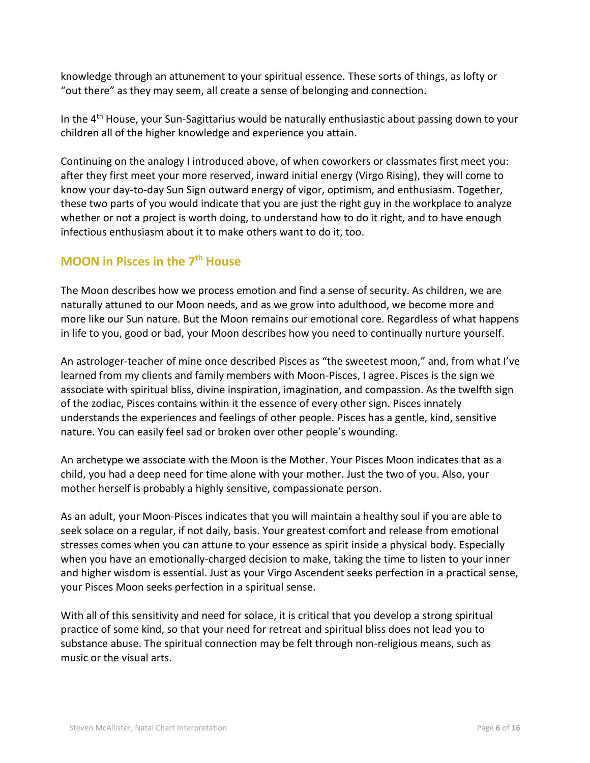knowledge through an attunement to your spiritual essence. These sorts of things, as lofty or "out there" as they may seem, all create a sense of belonging and connection.

In the 4th House, your Sun-Sagittarius would be naturally enthusiastic about passing down to your children all of the higher knowledge and experience you attain.

Continuing on the analogy I introduced above, of when coworkers or classmates first meet you: after they first meet your more reserved, inward initial energy (Virgo Rising), they will come to know your day-to-day Sun Sign outward energy of vigor, optimism, and enthusiasm. Together, these two parts of you would indicate that you are just the right guy in the workplace to analyze whether or not a project is worth doing, to understand how to do it right, and to have enough infectious enthusiasm about it to make others want to do it, too.

## MOON in Pisces in the 7th House

The Moon describes how we process emotion and find a sense of security. As children, we are naturally attuned to our Moon needs, and as we grow into adulthood, we become more and more like our Sun nature. But the Moon remains our emotional core. Regardless of what happens in life to you, good or bad, your Moon describes how you need to continually nurture yourself.

An astrologer-teacher of mine once described Pisces as "the sweetest moon," and, from what I've learned from my clients and family members with Moon-Pisces, I agree. Pisces is the sign we associate with spiritual bliss, divine inspiration, imagination, and compassion. As the twelfth sign of the zodiac, Pisces contains within it the essence of every other sign. Pisces innately understands the experiences and feelings of other people. Pisces has a gentle, kind, sensitive nature. You can easily feel sad or broken over other people's wounding.

An archetype we associate with the Moon is the Mother. Your Pisces Moon indicates that as a child, you had a deep need for time alone with your mother. Just the two of you. Also, your mother herself is probably a highly sensitive, compassionate person.

As an adult, your Moon-Pisces indicates that you will maintain a healthy soul if you are able to seek solace on a regular, if not daily, basis. Your greatest comfort and release from emotional stresses comes when you can attune to your essence as spirit inside a physical body. Especially when you have an emotionally-charged decision to make, taking the time to listen to your inner and higher wisdom is essential. Just as your Virgo Ascendent seeks perfection in a practical sense, your Pisces Moon seeks perfection in a spiritual sense.

With all of this sensitivity and need for solace, it is critical that you develop a strong spiritual practice of some kind, so that your need for retreat and spiritual bliss does not lead you to substance abuse. The spiritual connection may be felt through non-religious means, such as music or the visual arts.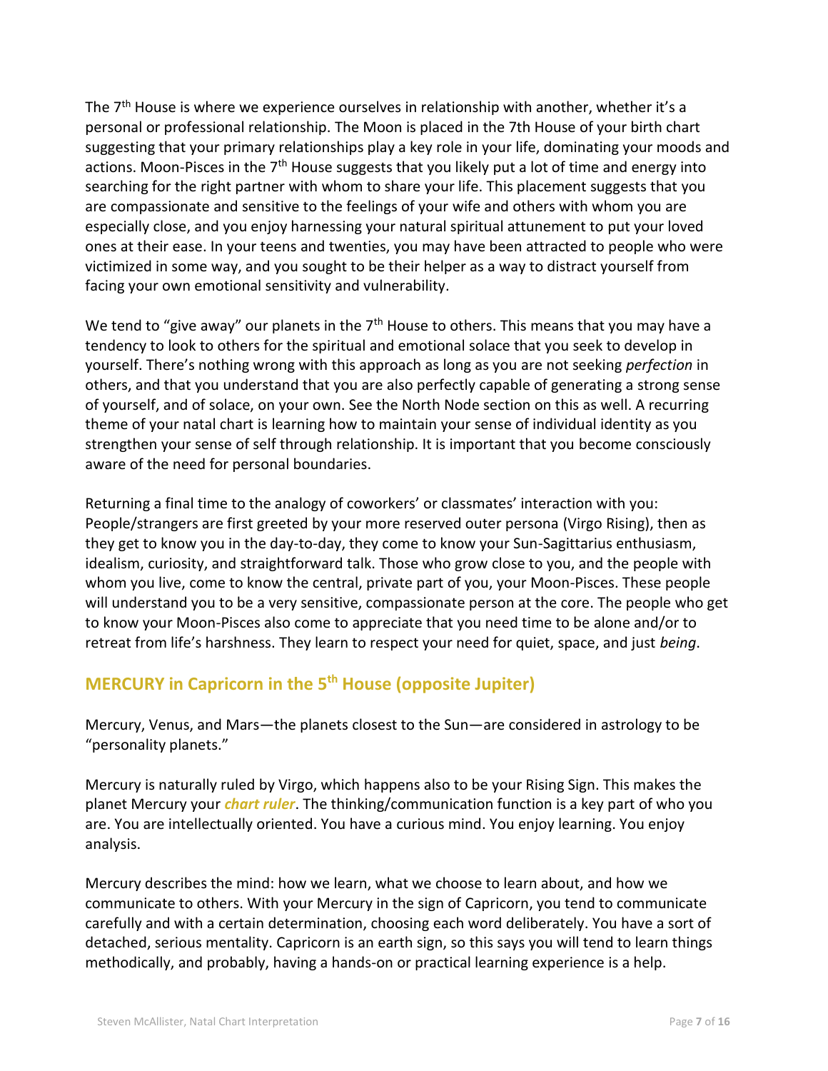The 7th House is where we experience ourselves in relationship with another, whether it's a personal or professional relationship. The Moon is placed in the 7th House of your birth chart suggesting that your primary relationships play a key role in your life, dominating your moods and actions. Moon-Pisces in the 7th House suggests that you likely put a lot of time and energy into searching for the right partner with whom to share your life. This placement suggests that you are compassionate and sensitive to the feelings of your wife and others with whom you are especially close, and you enjoy harnessing your natural spiritual attunement to put your loved ones at their ease. In your teens and twenties, you may have been attracted to people who were victimized in some way, and you sought to be their helper as a way to distract yourself from facing your own emotional sensitivity and vulnerability.

We tend to "give away" our planets in the 7th House to others. This means that you may have a tendency to look to others for the spiritual and emotional solace that you seek to develop in yourself. There's nothing wrong with this approach as long as you are not seeking *perfection* in others, and that you understand that you are also perfectly capable of generating a strong sense of yourself, and of solace, on your own. See the North Node section on this as well. A recurring theme of your natal chart is learning how to maintain your sense of individual identity as you strengthen your sense of self through relationship. It is important that you become consciously aware of the need for personal boundaries.

Returning a final time to the analogy of coworkers' or classmates' interaction with you: People/strangers are first greeted by your more reserved outer persona (Virgo Rising), then as they get to know you in the day-to-day, they come to know your Sun-Sagittarius enthusiasm, idealism, curiosity, and straightforward talk. Those who grow close to you, and the people with whom you live, come to know the central, private part of you, your Moon-Pisces. These people will understand you to be a very sensitive, compassionate person at the core. The people who get to know your Moon-Pisces also come to appreciate that you need time to be alone and/or to retreat from life's harshness. They learn to respect your need for quiet, space, and just *being*.

## MERCURY in Capricorn in the 5th House (opposite Jupiter)

Mercury, Venus, and Mars—the planets closest to the Sun—are considered in astrology to be "personality planets."

Mercury is naturally ruled by Virgo, which happens also to be your Rising Sign. This makes the planet Mercury your ***chart ruler***. The thinking/communication function is a key part of who you are. You are intellectually oriented. You have a curious mind. You enjoy learning. You enjoy analysis.

Mercury describes the mind: how we learn, what we choose to learn about, and how we communicate to others. With your Mercury in the sign of Capricorn, you tend to communicate carefully and with a certain determination, choosing each word deliberately. You have a sort of detached, serious mentality. Capricorn is an earth sign, so this says you will tend to learn things methodically, and probably, having a hands-on or practical learning experience is a help.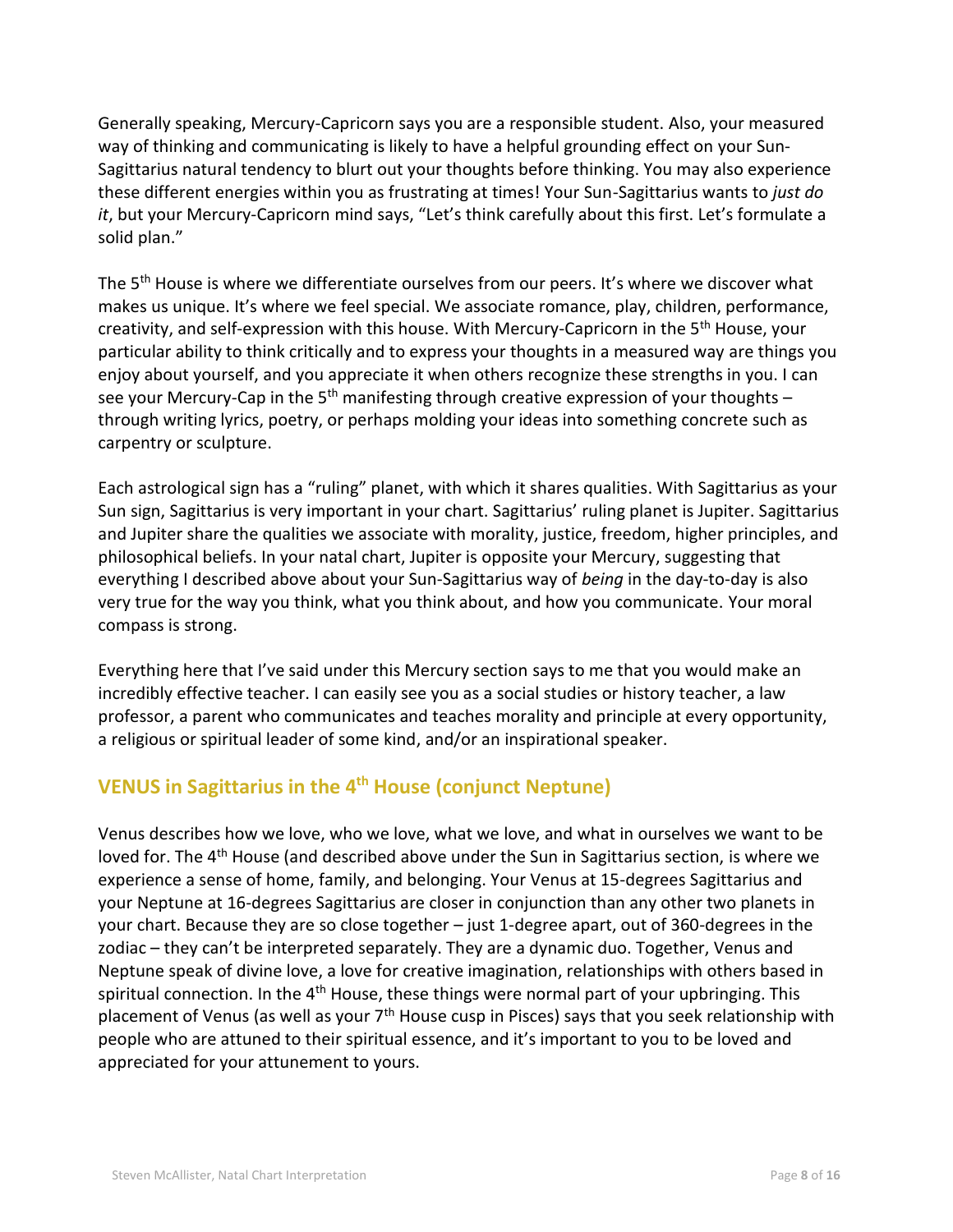Generally speaking, Mercury-Capricorn says you are a responsible student. Also, your measured way of thinking and communicating is likely to have a helpful grounding effect on your Sun-Sagittarius natural tendency to blurt out your thoughts before thinking. You may also experience these different energies within you as frustrating at times! Your Sun-Sagittarius wants to *just do it*, but your Mercury-Capricorn mind says, "Let's think carefully about this first. Let's formulate a solid plan."

The 5th House is where we differentiate ourselves from our peers. It's where we discover what makes us unique. It's where we feel special. We associate romance, play, children, performance, creativity, and self-expression with this house. With Mercury-Capricorn in the 5th House, your particular ability to think critically and to express your thoughts in a measured way are things you enjoy about yourself, and you appreciate it when others recognize these strengths in you. I can see your Mercury-Cap in the 5th manifesting through creative expression of your thoughts – through writing lyrics, poetry, or perhaps molding your ideas into something concrete such as carpentry or sculpture.

Each astrological sign has a "ruling" planet, with which it shares qualities. With Sagittarius as your Sun sign, Sagittarius is very important in your chart. Sagittarius' ruling planet is Jupiter. Sagittarius and Jupiter share the qualities we associate with morality, justice, freedom, higher principles, and philosophical beliefs. In your natal chart, Jupiter is opposite your Mercury, suggesting that everything I described above about your Sun-Sagittarius way of *being* in the day-to-day is also very true for the way you think, what you think about, and how you communicate. Your moral compass is strong.

Everything here that I've said under this Mercury section says to me that you would make an incredibly effective teacher. I can easily see you as a social studies or history teacher, a law professor, a parent who communicates and teaches morality and principle at every opportunity, a religious or spiritual leader of some kind, and/or an inspirational speaker.

## VENUS in Sagittarius in the 4th House (conjunct Neptune)

Venus describes how we love, who we love, what we love, and what in ourselves we want to be loved for. The 4th House (and described above under the Sun in Sagittarius section, is where we experience a sense of home, family, and belonging. Your Venus at 15-degrees Sagittarius and your Neptune at 16-degrees Sagittarius are closer in conjunction than any other two planets in your chart. Because they are so close together – just 1-degree apart, out of 360-degrees in the zodiac – they can't be interpreted separately. They are a dynamic duo. Together, Venus and Neptune speak of divine love, a love for creative imagination, relationships with others based in spiritual connection. In the 4th House, these things were normal part of your upbringing. This placement of Venus (as well as your 7th House cusp in Pisces) says that you seek relationship with people who are attuned to their spiritual essence, and it's important to you to be loved and appreciated for your attunement to yours.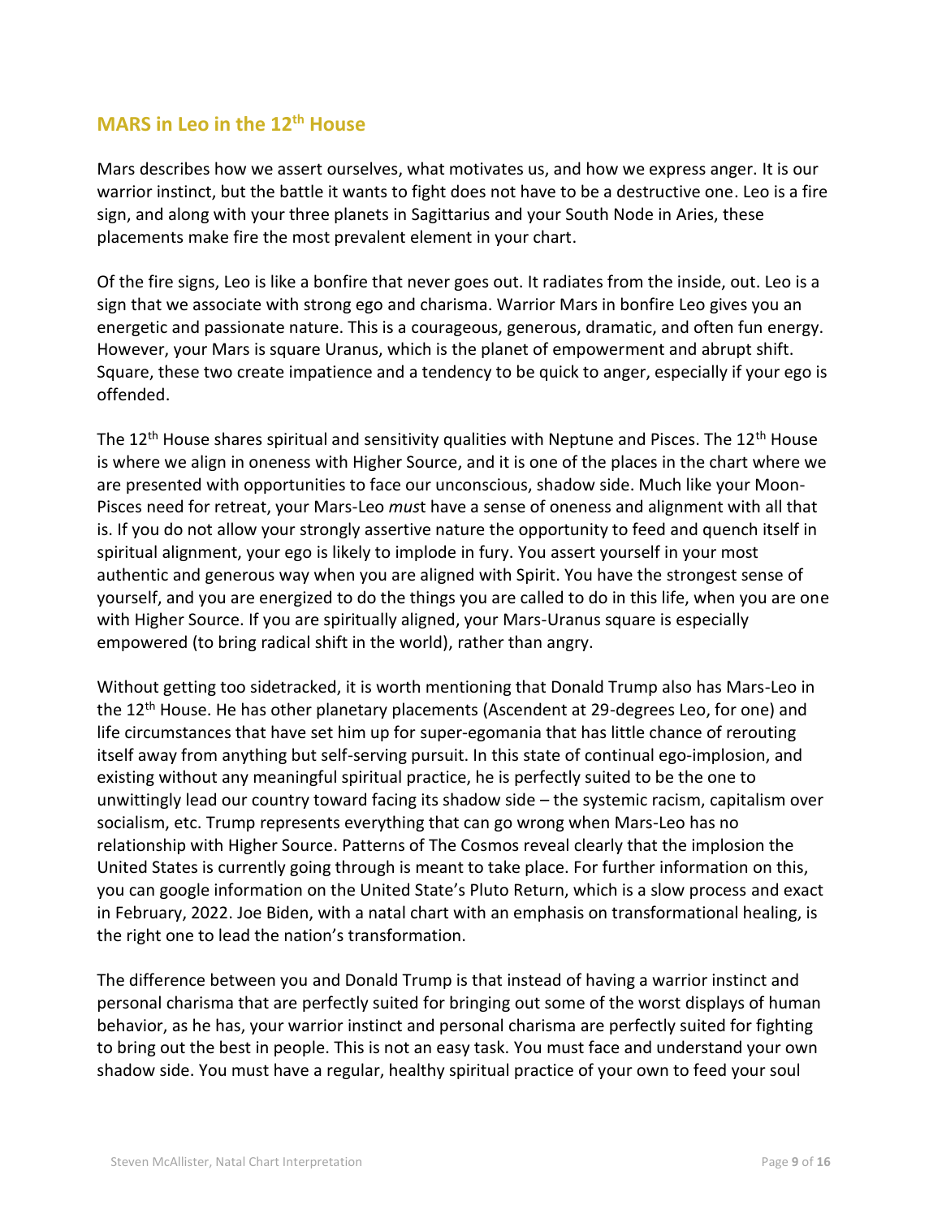## MARS in Leo in the 12th House

Mars describes how we assert ourselves, what motivates us, and how we express anger. It is our warrior instinct, but the battle it wants to fight does not have to be a destructive one. Leo is a fire sign, and along with your three planets in Sagittarius and your South Node in Aries, these placements make fire the most prevalent element in your chart.

Of the fire signs, Leo is like a bonfire that never goes out. It radiates from the inside, out. Leo is a sign that we associate with strong ego and charisma. Warrior Mars in bonfire Leo gives you an energetic and passionate nature. This is a courageous, generous, dramatic, and often fun energy. However, your Mars is square Uranus, which is the planet of empowerment and abrupt shift. Square, these two create impatience and a tendency to be quick to anger, especially if your ego is offended.

The 12th House shares spiritual and sensitivity qualities with Neptune and Pisces. The 12th House is where we align in oneness with Higher Source, and it is one of the places in the chart where we are presented with opportunities to face our unconscious, shadow side. Much like your Moon-Pisces need for retreat, your Mars-Leo *mus*t have a sense of oneness and alignment with all that is. If you do not allow your strongly assertive nature the opportunity to feed and quench itself in spiritual alignment, your ego is likely to implode in fury. You assert yourself in your most authentic and generous way when you are aligned with Spirit. You have the strongest sense of yourself, and you are energized to do the things you are called to do in this life, when you are one with Higher Source. If you are spiritually aligned, your Mars-Uranus square is especially empowered (to bring radical shift in the world), rather than angry.

Without getting too sidetracked, it is worth mentioning that Donald Trump also has Mars-Leo in the 12th House. He has other planetary placements (Ascendent at 29-degrees Leo, for one) and life circumstances that have set him up for super-egomania that has little chance of rerouting itself away from anything but self-serving pursuit. In this state of continual ego-implosion, and existing without any meaningful spiritual practice, he is perfectly suited to be the one to unwittingly lead our country toward facing its shadow side – the systemic racism, capitalism over socialism, etc. Trump represents everything that can go wrong when Mars-Leo has no relationship with Higher Source. Patterns of The Cosmos reveal clearly that the implosion the United States is currently going through is meant to take place. For further information on this, you can google information on the United State's Pluto Return, which is a slow process and exact in February, 2022. Joe Biden, with a natal chart with an emphasis on transformational healing, is the right one to lead the nation's transformation.

The difference between you and Donald Trump is that instead of having a warrior instinct and personal charisma that are perfectly suited for bringing out some of the worst displays of human behavior, as he has, your warrior instinct and personal charisma are perfectly suited for fighting to bring out the best in people. This is not an easy task. You must face and understand your own shadow side. You must have a regular, healthy spiritual practice of your own to feed your soul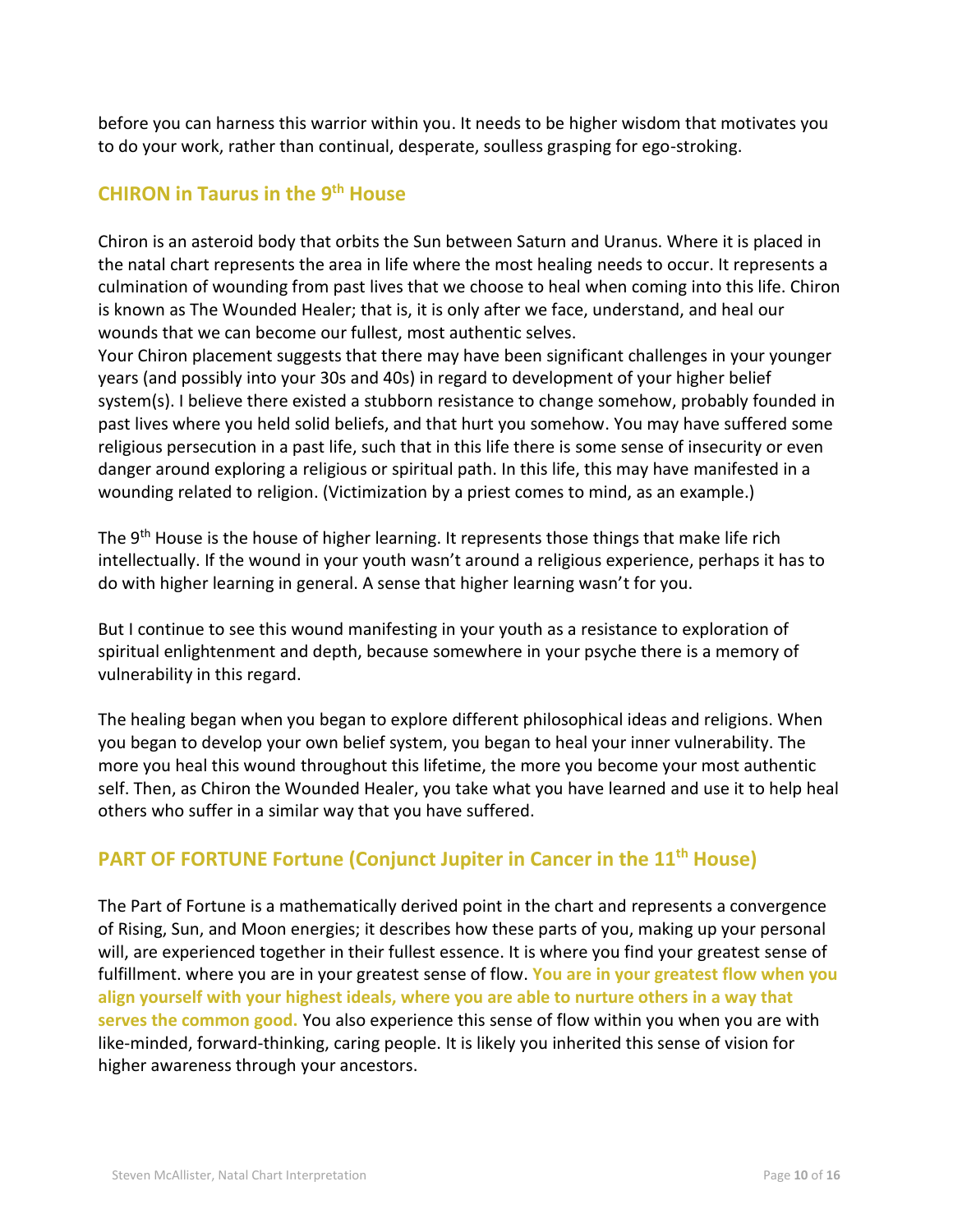before you can harness this warrior within you. It needs to be higher wisdom that motivates you to do your work, rather than continual, desperate, soulless grasping for ego-stroking.

## CHIRON in Taurus in the 9th House

Chiron is an asteroid body that orbits the Sun between Saturn and Uranus. Where it is placed in the natal chart represents the area in life where the most healing needs to occur. It represents a culmination of wounding from past lives that we choose to heal when coming into this life. Chiron is known as The Wounded Healer; that is, it is only after we face, understand, and heal our wounds that we can become our fullest, most authentic selves.

Your Chiron placement suggests that there may have been significant challenges in your younger years (and possibly into your 30s and 40s) in regard to development of your higher belief system(s). I believe there existed a stubborn resistance to change somehow, probably founded in past lives where you held solid beliefs, and that hurt you somehow. You may have suffered some religious persecution in a past life, such that in this life there is some sense of insecurity or even danger around exploring a religious or spiritual path. In this life, this may have manifested in a wounding related to religion. (Victimization by a priest comes to mind, as an example.)

The 9th House is the house of higher learning. It represents those things that make life rich intellectually. If the wound in your youth wasn't around a religious experience, perhaps it has to do with higher learning in general. A sense that higher learning wasn't for you.

But I continue to see this wound manifesting in your youth as a resistance to exploration of spiritual enlightenment and depth, because somewhere in your psyche there is a memory of vulnerability in this regard.

The healing began when you began to explore different philosophical ideas and religions. When you began to develop your own belief system, you began to heal your inner vulnerability. The more you heal this wound throughout this lifetime, the more you become your most authentic self. Then, as Chiron the Wounded Healer, you take what you have learned and use it to help heal others who suffer in a similar way that you have suffered.

## PART OF FORTUNE Fortune (Conjunct Jupiter in Cancer in the 11th House)

The Part of Fortune is a mathematically derived point in the chart and represents a convergence of Rising, Sun, and Moon energies; it describes how these parts of you, making up your personal will, are experienced together in their fullest essence. It is where you find your greatest sense of fulfillment. where you are in your greatest sense of flow. **You are in your greatest flow when you align yourself with your highest ideals, where you are able to nurture others in a way that serves the common good.** You also experience this sense of flow within you when you are with like-minded, forward-thinking, caring people. It is likely you inherited this sense of vision for higher awareness through your ancestors.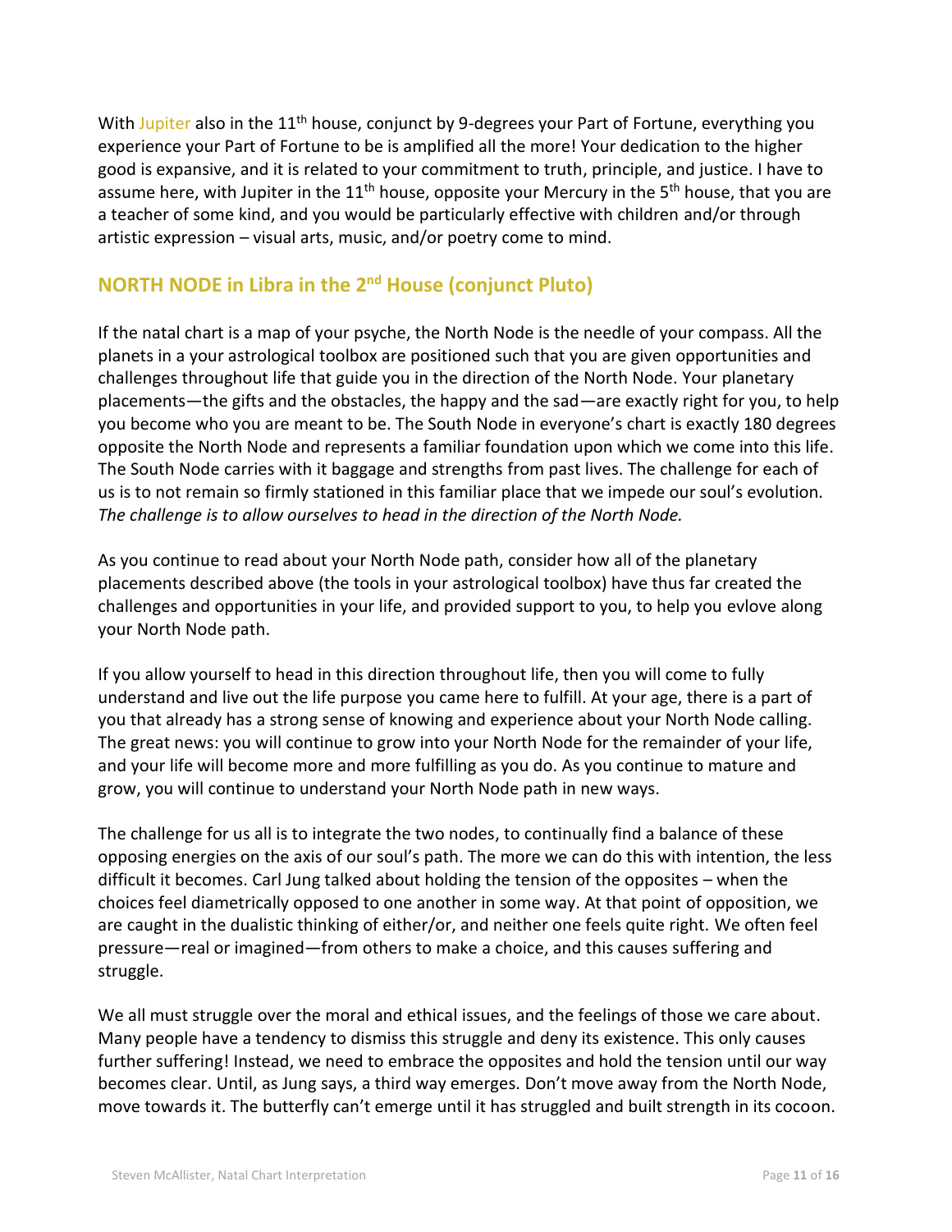With Jupiter also in the 11th house, conjunct by 9-degrees your Part of Fortune, everything you experience your Part of Fortune to be is amplified all the more! Your dedication to the higher good is expansive, and it is related to your commitment to truth, principle, and justice. I have to assume here, with Jupiter in the 11th house, opposite your Mercury in the 5th house, that you are a teacher of some kind, and you would be particularly effective with children and/or through artistic expression – visual arts, music, and/or poetry come to mind.

## NORTH NODE in Libra in the 2nd House (conjunct Pluto)

If the natal chart is a map of your psyche, the North Node is the needle of your compass. All the planets in a your astrological toolbox are positioned such that you are given opportunities and challenges throughout life that guide you in the direction of the North Node. Your planetary placements—the gifts and the obstacles, the happy and the sad—are exactly right for you, to help you become who you are meant to be. The South Node in everyone's chart is exactly 180 degrees opposite the North Node and represents a familiar foundation upon which we come into this life. The South Node carries with it baggage and strengths from past lives. The challenge for each of us is to not remain so firmly stationed in this familiar place that we impede our soul's evolution. *The challenge is to allow ourselves to head in the direction of the North Node.*

As you continue to read about your North Node path, consider how all of the planetary placements described above (the tools in your astrological toolbox) have thus far created the challenges and opportunities in your life, and provided support to you, to help you evlove along your North Node path.

If you allow yourself to head in this direction throughout life, then you will come to fully understand and live out the life purpose you came here to fulfill. At your age, there is a part of you that already has a strong sense of knowing and experience about your North Node calling. The great news: you will continue to grow into your North Node for the remainder of your life, and your life will become more and more fulfilling as you do. As you continue to mature and grow, you will continue to understand your North Node path in new ways.

The challenge for us all is to integrate the two nodes, to continually find a balance of these opposing energies on the axis of our soul's path. The more we can do this with intention, the less difficult it becomes. Carl Jung talked about holding the tension of the opposites – when the choices feel diametrically opposed to one another in some way. At that point of opposition, we are caught in the dualistic thinking of either/or, and neither one feels quite right. We often feel pressure—real or imagined—from others to make a choice, and this causes suffering and struggle.

We all must struggle over the moral and ethical issues, and the feelings of those we care about. Many people have a tendency to dismiss this struggle and deny its existence. This only causes further suffering! Instead, we need to embrace the opposites and hold the tension until our way becomes clear. Until, as Jung says, a third way emerges. Don't move away from the North Node, move towards it. The butterfly can't emerge until it has struggled and built strength in its cocoon.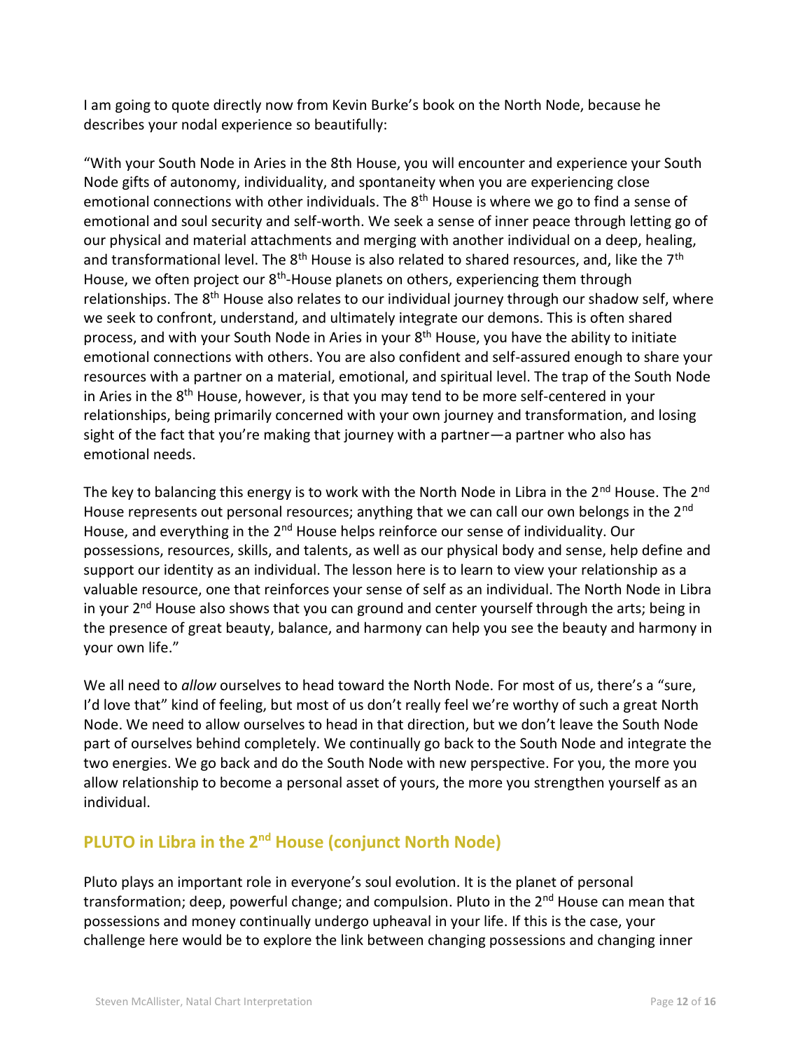I am going to quote directly now from Kevin Burke's book on the North Node, because he describes your nodal experience so beautifully:

"With your South Node in Aries in the 8th House, you will encounter and experience your South Node gifts of autonomy, individuality, and spontaneity when you are experiencing close emotional connections with other individuals. The 8th House is where we go to find a sense of emotional and soul security and self-worth. We seek a sense of inner peace through letting go of our physical and material attachments and merging with another individual on a deep, healing, and transformational level. The 8th House is also related to shared resources, and, like the 7th House, we often project our 8th-House planets on others, experiencing them through relationships. The 8th House also relates to our individual journey through our shadow self, where we seek to confront, understand, and ultimately integrate our demons. This is often shared process, and with your South Node in Aries in your 8th House, you have the ability to initiate emotional connections with others. You are also confident and self-assured enough to share your resources with a partner on a material, emotional, and spiritual level. The trap of the South Node in Aries in the 8th House, however, is that you may tend to be more self-centered in your relationships, being primarily concerned with your own journey and transformation, and losing sight of the fact that you're making that journey with a partner—a partner who also has emotional needs.

The key to balancing this energy is to work with the North Node in Libra in the 2nd House. The 2nd House represents out personal resources; anything that we can call our own belongs in the 2nd House, and everything in the 2nd House helps reinforce our sense of individuality. Our possessions, resources, skills, and talents, as well as our physical body and sense, help define and support our identity as an individual. The lesson here is to learn to view your relationship as a valuable resource, one that reinforces your sense of self as an individual. The North Node in Libra in your 2nd House also shows that you can ground and center yourself through the arts; being in the presence of great beauty, balance, and harmony can help you see the beauty and harmony in your own life."

We all need to *allow* ourselves to head toward the North Node. For most of us, there's a "sure, I'd love that" kind of feeling, but most of us don't really feel we're worthy of such a great North Node. We need to allow ourselves to head in that direction, but we don't leave the South Node part of ourselves behind completely. We continually go back to the South Node and integrate the two energies. We go back and do the South Node with new perspective. For you, the more you allow relationship to become a personal asset of yours, the more you strengthen yourself as an individual.

## PLUTO in Libra in the 2nd House (conjunct North Node)

Pluto plays an important role in everyone's soul evolution. It is the planet of personal transformation; deep, powerful change; and compulsion. Pluto in the 2nd House can mean that possessions and money continually undergo upheaval in your life. If this is the case, your challenge here would be to explore the link between changing possessions and changing inner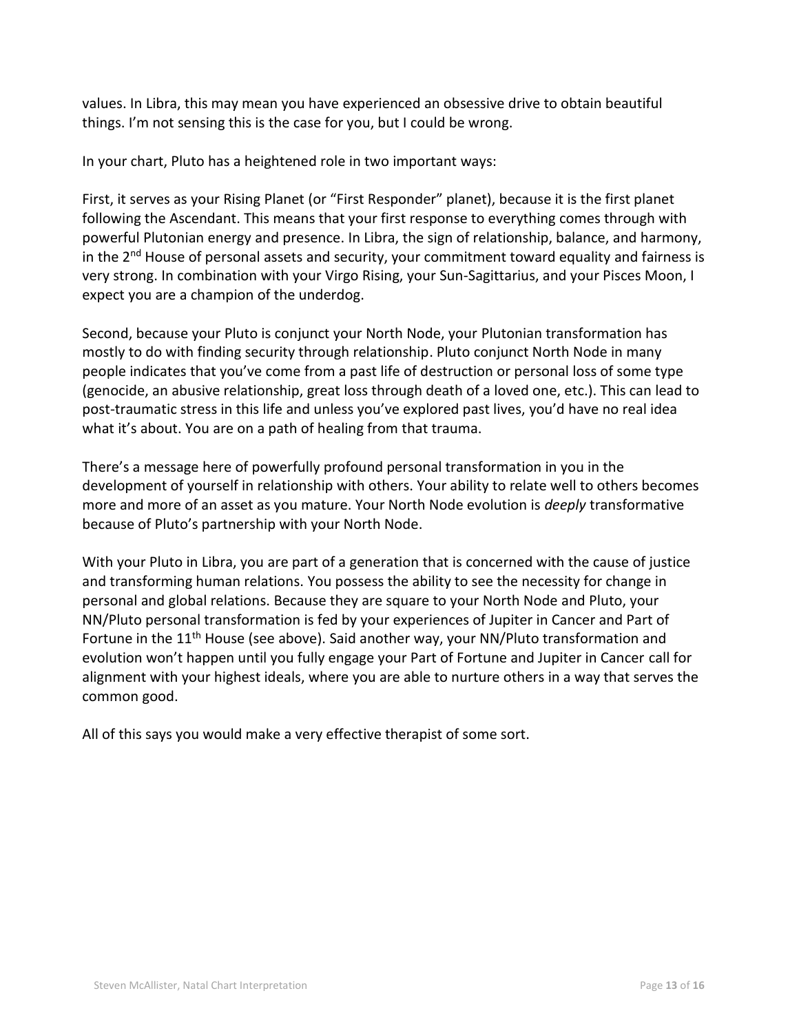values. In Libra, this may mean you have experienced an obsessive drive to obtain beautiful things. I'm not sensing this is the case for you, but I could be wrong.

In your chart, Pluto has a heightened role in two important ways:

First, it serves as your Rising Planet (or "First Responder" planet), because it is the first planet following the Ascendant. This means that your first response to everything comes through with powerful Plutonian energy and presence. In Libra, the sign of relationship, balance, and harmony, in the 2nd House of personal assets and security, your commitment toward equality and fairness is very strong. In combination with your Virgo Rising, your Sun-Sagittarius, and your Pisces Moon, I expect you are a champion of the underdog.

Second, because your Pluto is conjunct your North Node, your Plutonian transformation has mostly to do with finding security through relationship. Pluto conjunct North Node in many people indicates that you've come from a past life of destruction or personal loss of some type (genocide, an abusive relationship, great loss through death of a loved one, etc.). This can lead to post-traumatic stress in this life and unless you've explored past lives, you'd have no real idea what it's about. You are on a path of healing from that trauma.

There's a message here of powerfully profound personal transformation in you in the development of yourself in relationship with others. Your ability to relate well to others becomes more and more of an asset as you mature. Your North Node evolution is *deeply* transformative because of Pluto's partnership with your North Node.

With your Pluto in Libra, you are part of a generation that is concerned with the cause of justice and transforming human relations. You possess the ability to see the necessity for change in personal and global relations. Because they are square to your North Node and Pluto, your NN/Pluto personal transformation is fed by your experiences of Jupiter in Cancer and Part of Fortune in the 11th House (see above). Said another way, your NN/Pluto transformation and evolution won't happen until you fully engage your Part of Fortune and Jupiter in Cancer call for alignment with your highest ideals, where you are able to nurture others in a way that serves the common good.

All of this says you would make a very effective therapist of some sort.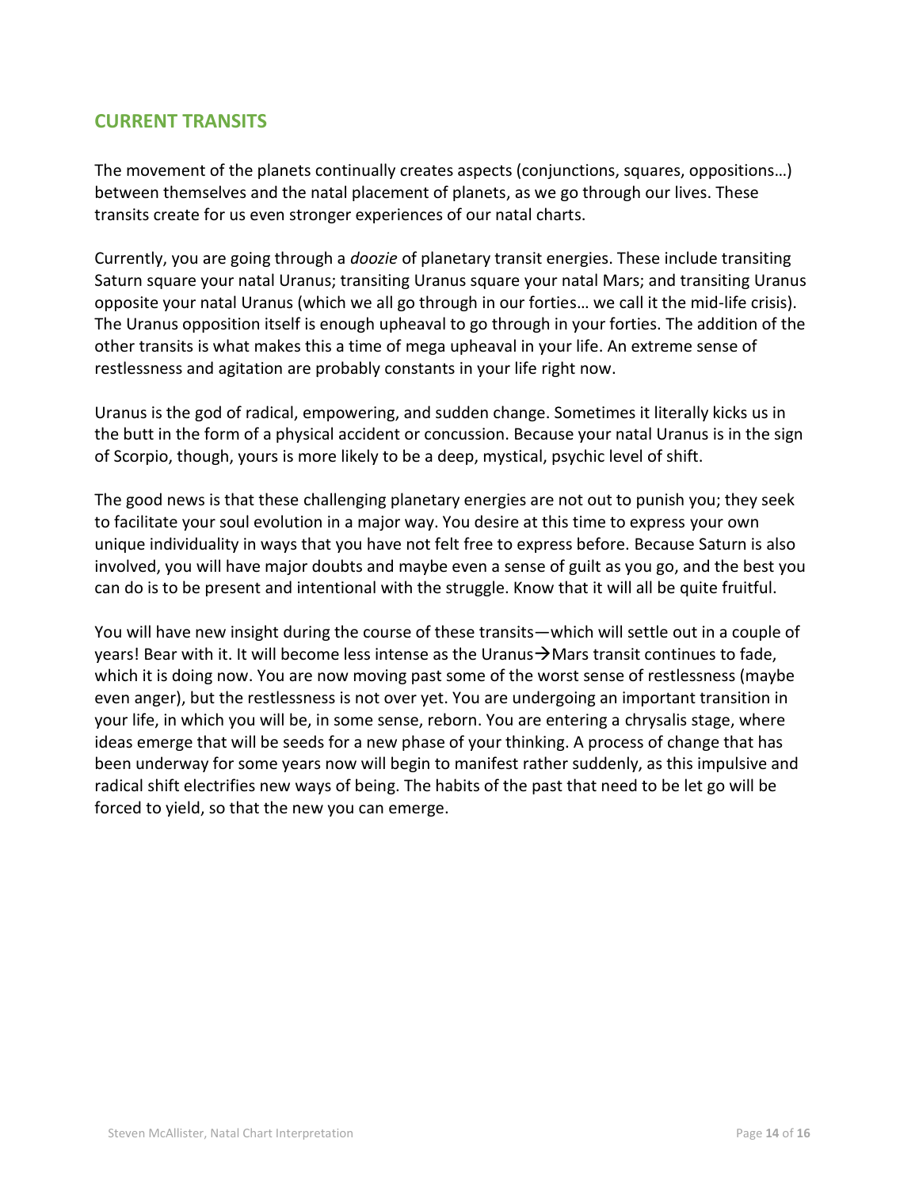## CURRENT TRANSITS

The movement of the planets continually creates aspects (conjunctions, squares, oppositions…) between themselves and the natal placement of planets, as we go through our lives. These transits create for us even stronger experiences of our natal charts.

Currently, you are going through a *doozie* of planetary transit energies. These include transiting Saturn square your natal Uranus; transiting Uranus square your natal Mars; and transiting Uranus opposite your natal Uranus (which we all go through in our forties… we call it the mid-life crisis). The Uranus opposition itself is enough upheaval to go through in your forties. The addition of the other transits is what makes this a time of mega upheaval in your life. An extreme sense of restlessness and agitation are probably constants in your life right now.

Uranus is the god of radical, empowering, and sudden change. Sometimes it literally kicks us in the butt in the form of a physical accident or concussion. Because your natal Uranus is in the sign of Scorpio, though, yours is more likely to be a deep, mystical, psychic level of shift.

The good news is that these challenging planetary energies are not out to punish you; they seek to facilitate your soul evolution in a major way. You desire at this time to express your own unique individuality in ways that you have not felt free to express before. Because Saturn is also involved, you will have major doubts and maybe even a sense of guilt as you go, and the best you can do is to be present and intentional with the struggle. Know that it will all be quite fruitful.

You will have new insight during the course of these transits—which will settle out in a couple of years! Bear with it. It will become less intense as the Uranus→Mars transit continues to fade, which it is doing now. You are now moving past some of the worst sense of restlessness (maybe even anger), but the restlessness is not over yet. You are undergoing an important transition in your life, in which you will be, in some sense, reborn. You are entering a chrysalis stage, where ideas emerge that will be seeds for a new phase of your thinking. A process of change that has been underway for some years now will begin to manifest rather suddenly, as this impulsive and radical shift electrifies new ways of being. The habits of the past that need to be let go will be forced to yield, so that the new you can emerge.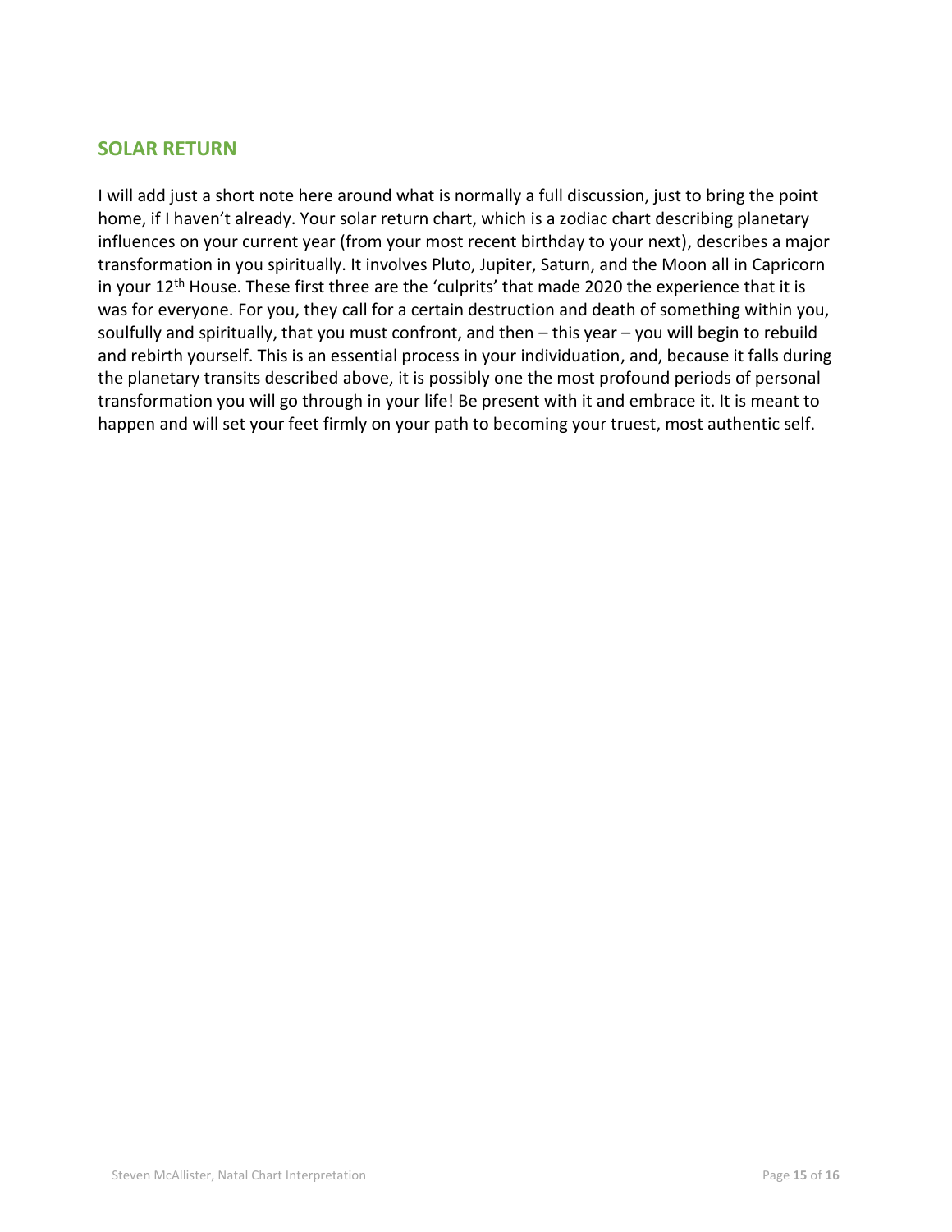## SOLAR RETURN

I will add just a short note here around what is normally a full discussion, just to bring the point home, if I haven't already. Your solar return chart, which is a zodiac chart describing planetary influences on your current year (from your most recent birthday to your next), describes a major transformation in you spiritually. It involves Pluto, Jupiter, Saturn, and the Moon all in Capricorn in your 12th House. These first three are the 'culprits' that made 2020 the experience that it is was for everyone. For you, they call for a certain destruction and death of something within you, soulfully and spiritually, that you must confront, and then – this year – you will begin to rebuild and rebirth yourself. This is an essential process in your individuation, and, because it falls during the planetary transits described above, it is possibly one the most profound periods of personal transformation you will go through in your life! Be present with it and embrace it. It is meant to happen and will set your feet firmly on your path to becoming your truest, most authentic self.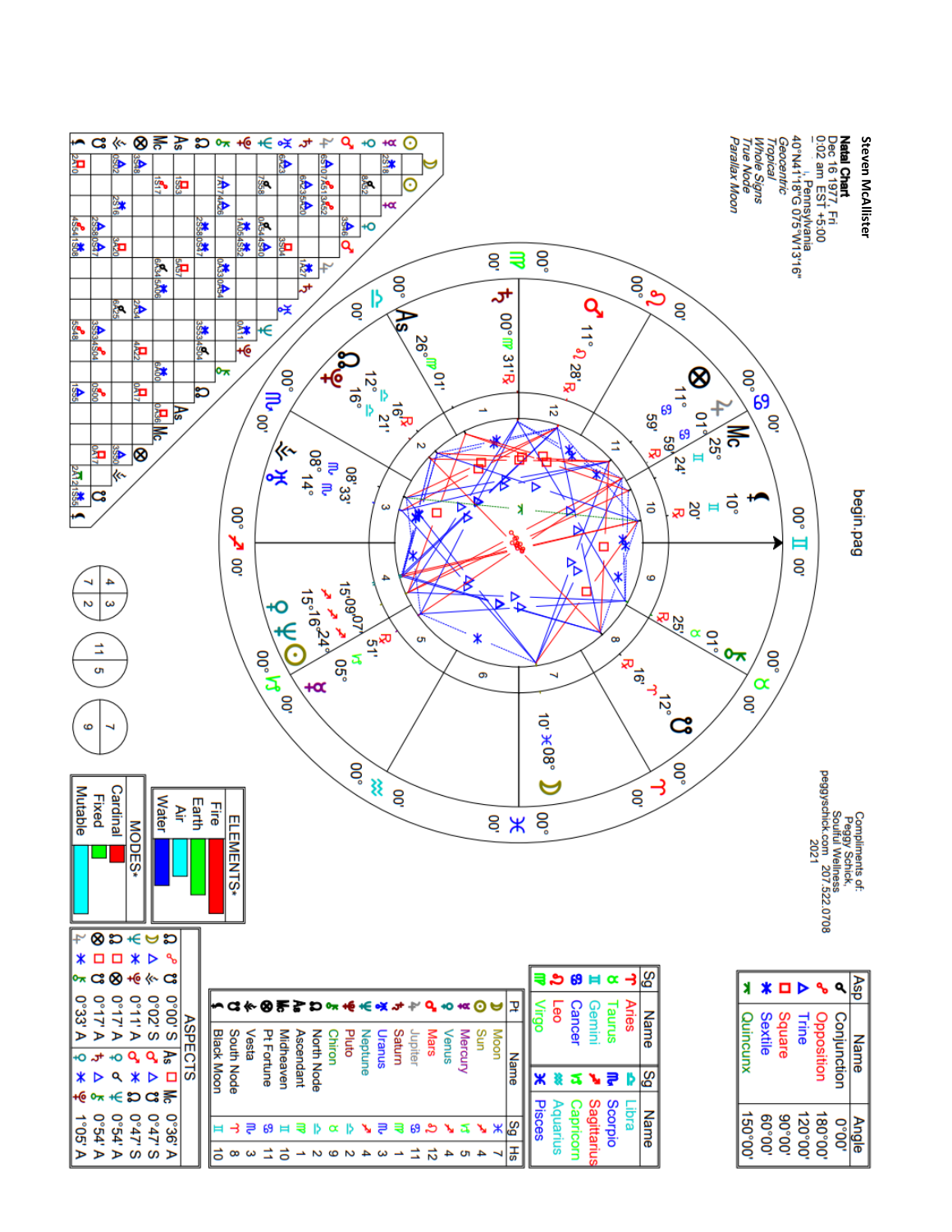**Steven McAllister**

**Natal Chart**
Dec 16 1977, Fri
0:02 am EST +5:00
_, Pennsylvania
40°N41'18" 075°W13'16"
Geocentric
Tropical
Whole Signs
True Node
Parallax Moon

begin.pag

Compliments of:
Peggy Schick
Soulful Wellness
peggyschick.com 207.522.0708
2021

| Asp | Name | Angle |
|---|---|---|
| ☌ | Conjunction | 0°00' |
| ☍ | Opposition | 180°00' |
| △ | Trine | 120°00' |
| □ | Square | 90°00' |
| ✱ | Sextile | 60°00' |
| ⚻ | Quincunx | 150°00' |

| Sg | Name | Sg | Name |
|---|---|---|---|
| ♈ | Aries | ♎ | Libra |
| ♉ | Taurus | ♏ | Scorpio |
| ♊ | Gemini | ♐ | Sagittarius |
| ♋ | Cancer | ♑ | Capricorn |
| ♌ | Leo | ♒ | Aquarius |
| ♍ | Virgo | ♓ | Pisces |

| Pt | Name | Sg | Hs |
|---|---|---|---|
| ☽ | Moon | ♓ | 7 |
| ☉ | Sun | ♐ | 4 |
| ☿ | Mercury | ♑ | 5 |
| ♀ | Venus | ♐ | 4 |
| ♂ | Mars | ♌ | 12 |
| ♃ | Jupiter | ♋ | 11 |
| ♄ | Saturn | ♍ | 1 |
| ♅ | Uranus | ♏ | 3 |
| ♆ | Neptune | ♐ | 4 |
| ♇ | Pluto | ♎ | 2 |
| ⚷ | Chiron | ♉ | 9 |
| ☊ | North Node | ♎ | 2 |
| As | Ascendant | ♍ | 1 |
| Mc | Midheaven | ♊ | 10 |
| ⊗ | Pt Fortune | ♋ | 11 |
| ⚶ | Vesta | ♏ | 3 |
| ☋ | South Node | ♈ | 8 |
| ⚸ | Black Moon | ♊ | 10 |

**ASPECTS**

| | | |
|---|---|---|
| ☊ ☍ ☋ 0°00' S | | As □ Mc 0°36' A |
| ☽ △ ⚶ 0°02' S | | ♂ △ ☋ 0°47' S |
| ♆ ✱ ⊗ 0°11' A | | ♂ ✱ ☊ 0°47' S |
| ☊ □ ⊗ 0°17' A | | ♄ △ ⚷ 0°54' A |
| ⊗ □ ☋ 0°17' A | | ♆ ✱ ♇ 0°54' A |
| ♃ ✱ ⚷ 0°33' A | | ♀ ✱ ♇ 1°05' A |

ELEMENTS*
Fire
Earth
Air
Water

MODES*
Cardinal
Fixed
Mutable